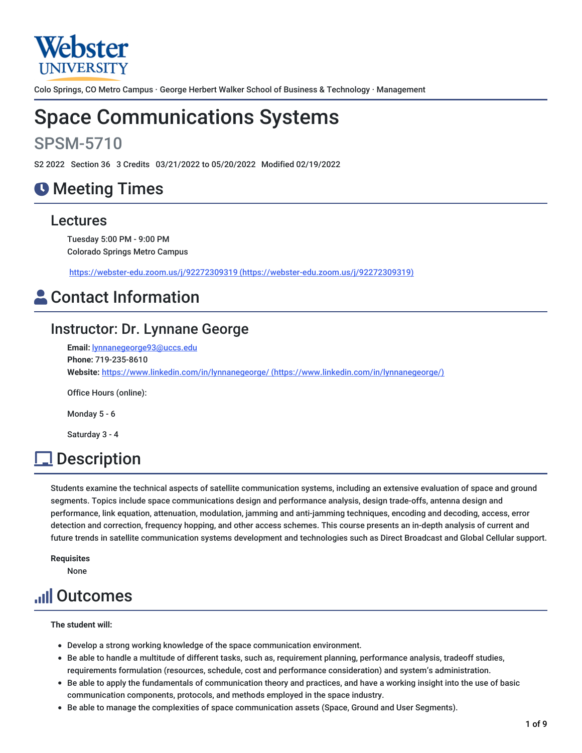Webster UNIVERSITY

Colo Springs, CO Metro Campus · George Herbert Walker School of Business & Technology · Management

# Space Communications Systems

## SPSM-5710

S2 2022 Section 36 3 Credits 03/21/2022 to 05/20/2022 Modified 02/19/2022

# Meeting Times

## Lectures

Tuesday 5:00 PM - 9:00 PM
Colorado Springs Metro Campus

https://webster-edu.zoom.us/j/92272309319 (https://webster-edu.zoom.us/j/92272309319)

# Contact Information

## Instructor: Dr. Lynnane George

**Email:** lynnanegeorge93@uccs.edu
**Phone:** 719-235-8610
**Website:** https://www.linkedin.com/in/lynnanegeorge/ (https://www.linkedin.com/in/lynnanegeorge/)

Office Hours (online):

Monday 5 - 6

Saturday 3 - 4

# Description

Students examine the technical aspects of satellite communication systems, including an extensive evaluation of space and ground segments. Topics include space communications design and performance analysis, design trade-offs, antenna design and performance, link equation, attenuation, modulation, jamming and anti-jamming techniques, encoding and decoding, access, error detection and correction, frequency hopping, and other access schemes. This course presents an in-depth analysis of current and future trends in satellite communication systems development and technologies such as Direct Broadcast and Global Cellular support.

**Requisites**

None

# Outcomes

**The student will:**

- Develop a strong working knowledge of the space communication environment.
- Be able to handle a multitude of different tasks, such as, requirement planning, performance analysis, tradeoff studies, requirements formulation (resources, schedule, cost and performance consideration) and system's administration.
- Be able to apply the fundamentals of communication theory and practices, and have a working insight into the use of basic communication components, protocols, and methods employed in the space industry.
- Be able to manage the complexities of space communication assets (Space, Ground and User Segments).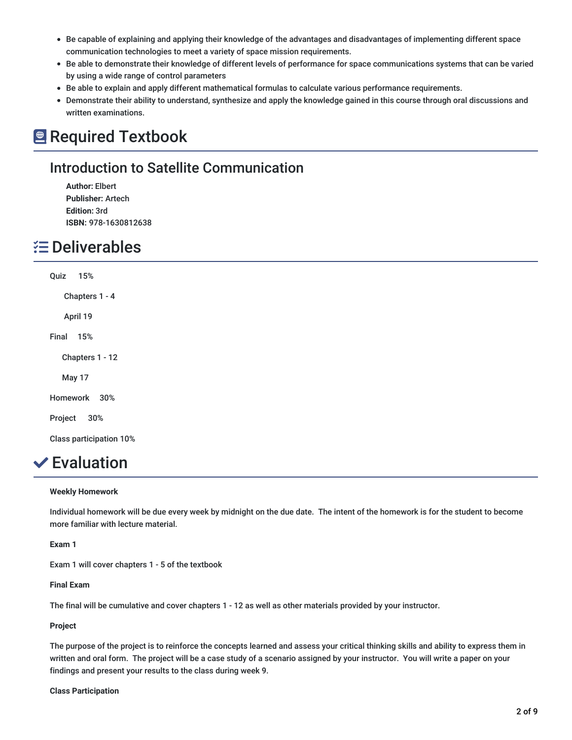- Be capable of explaining and applying their knowledge of the advantages and disadvantages of implementing different space communication technologies to meet a variety of space mission requirements.
- Be able to demonstrate their knowledge of different levels of performance for space communications systems that can be varied by using a wide range of control parameters
- Be able to explain and apply different mathematical formulas to calculate various performance requirements.
- Demonstrate their ability to understand, synthesize and apply the knowledge gained in this course through oral discussions and written examinations.

# Required Textbook

## Introduction to Satellite Communication

**Author:** Elbert
**Publisher:** Artech
**Edition:** 3rd
**ISBN:** 978-1630812638

# Deliverables

Quiz 15%

Chapters 1 - 4

April 19

Final 15%

Chapters 1 - 12

May 17

Homework 30%

Project 30%

Class participation 10%

# Evaluation

**Weekly Homework**

Individual homework will be due every week by midnight on the due date. The intent of the homework is for the student to become more familiar with lecture material.

**Exam 1**

Exam 1 will cover chapters 1 - 5 of the textbook

**Final Exam**

The final will be cumulative and cover chapters 1 - 12 as well as other materials provided by your instructor.

**Project**

The purpose of the project is to reinforce the concepts learned and assess your critical thinking skills and ability to express them in written and oral form. The project will be a case study of a scenario assigned by your instructor. You will write a paper on your findings and present your results to the class during week 9.

**Class Participation**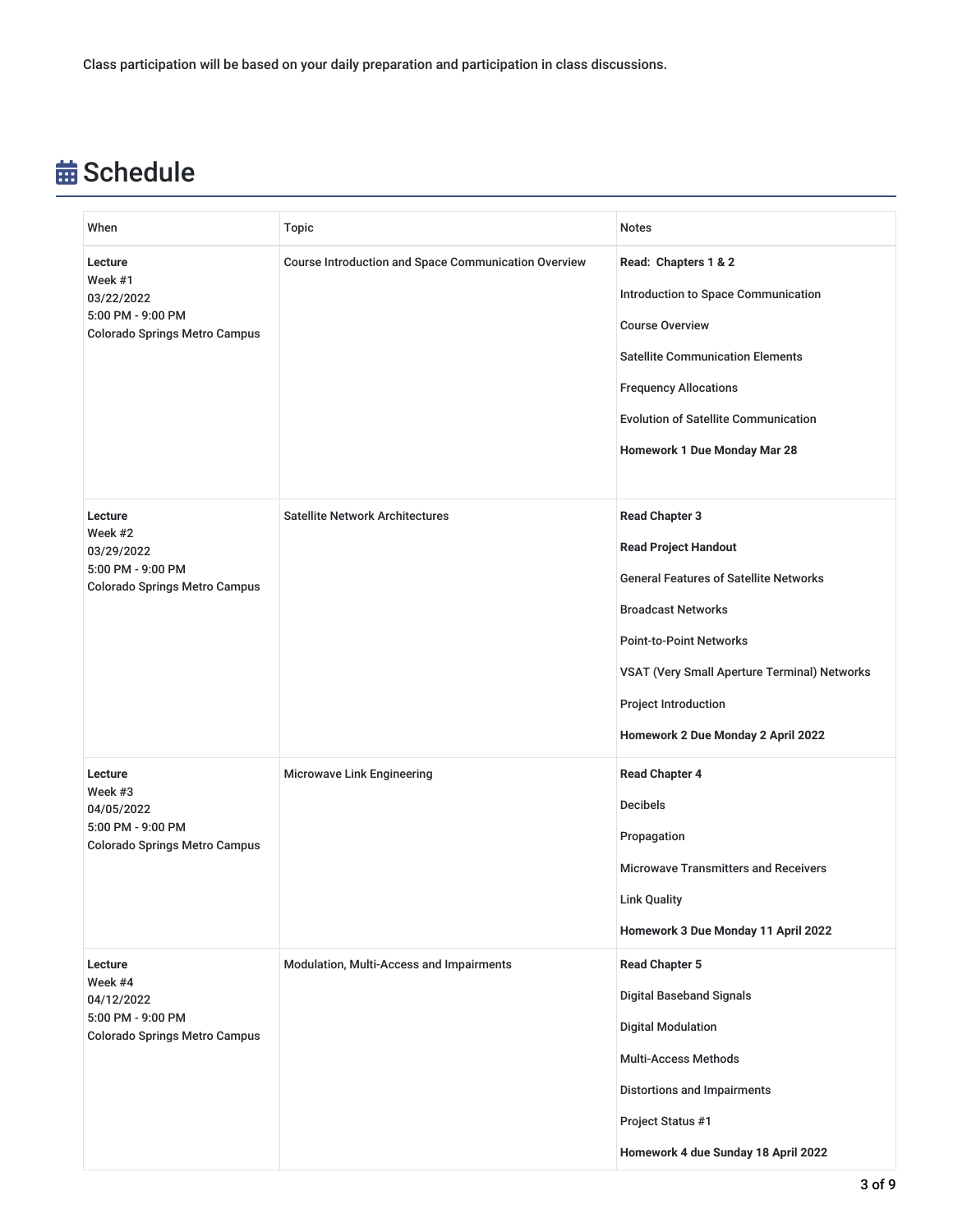Class participation will be based on your daily preparation and participation in class discussions.

# Schedule

| When | Topic | Notes |
|---|---|---|
| **Lecture**<br>Week #1<br>03/22/2022<br>5:00 PM - 9:00 PM<br>Colorado Springs Metro Campus | Course Introduction and Space Communication Overview | **Read: Chapters 1 & 2**<br>Introduction to Space Communication<br>Course Overview<br>Satellite Communication Elements<br>Frequency Allocations<br>Evolution of Satellite Communication<br>**Homework 1 Due Monday Mar 28** |
| **Lecture**<br>Week #2<br>03/29/2022<br>5:00 PM - 9:00 PM<br>Colorado Springs Metro Campus | Satellite Network Architectures | **Read Chapter 3**<br>**Read Project Handout**<br>General Features of Satellite Networks<br>Broadcast Networks<br>Point-to-Point Networks<br>VSAT (Very Small Aperture Terminal) Networks<br>Project Introduction<br>**Homework 2 Due Monday 2 April 2022** |
| **Lecture**<br>Week #3<br>04/05/2022<br>5:00 PM - 9:00 PM<br>Colorado Springs Metro Campus | Microwave Link Engineering | **Read Chapter 4**<br>Decibels<br>Propagation<br>Microwave Transmitters and Receivers<br>Link Quality<br>**Homework 3 Due Monday 11 April 2022** |
| **Lecture**<br>Week #4<br>04/12/2022<br>5:00 PM - 9:00 PM<br>Colorado Springs Metro Campus | Modulation, Multi-Access and Impairments | **Read Chapter 5**<br>Digital Baseband Signals<br>Digital Modulation<br>Multi-Access Methods<br>Distortions and Impairments<br>Project Status #1<br>**Homework 4 due Sunday 18 April 2022** |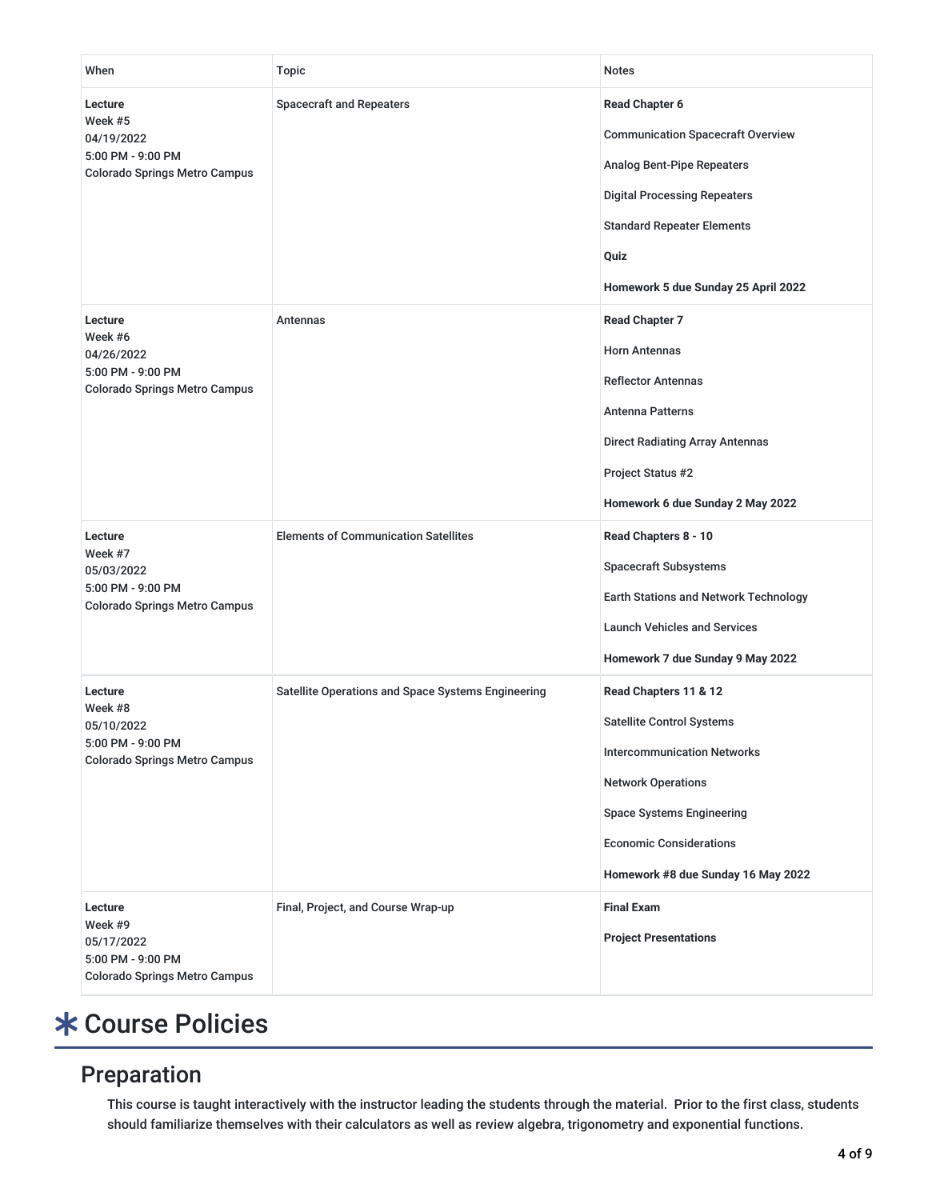| When | Topic | Notes |
|---|---|---|
| **Lecture**<br>Week #5<br>04/19/2022<br>5:00 PM - 9:00 PM<br>Colorado Springs Metro Campus | Spacecraft and Repeaters | **Read Chapter 6**<br><br>Communication Spacecraft Overview<br><br>Analog Bent-Pipe Repeaters<br><br>Digital Processing Repeaters<br><br>Standard Repeater Elements<br><br>**Quiz**<br><br>**Homework 5 due Sunday 25 April 2022** |
| **Lecture**<br>Week #6<br>04/26/2022<br>5:00 PM - 9:00 PM<br>Colorado Springs Metro Campus | Antennas | **Read Chapter 7**<br><br>Horn Antennas<br><br>Reflector Antennas<br><br>Antenna Patterns<br><br>Direct Radiating Array Antennas<br><br>Project Status #2<br><br>**Homework 6 due Sunday 2 May 2022** |
| **Lecture**<br>Week #7<br>05/03/2022<br>5:00 PM - 9:00 PM<br>Colorado Springs Metro Campus | Elements of Communication Satellites | **Read Chapters 8 - 10**<br><br>Spacecraft Subsystems<br><br>Earth Stations and Network Technology<br><br>Launch Vehicles and Services<br><br>**Homework 7 due Sunday 9 May 2022** |
| **Lecture**<br>Week #8<br>05/10/2022<br>5:00 PM - 9:00 PM<br>Colorado Springs Metro Campus | Satellite Operations and Space Systems Engineering | **Read Chapters 11 & 12**<br><br>Satellite Control Systems<br><br>Intercommunication Networks<br><br>Network Operations<br><br>Space Systems Engineering<br><br>Economic Considerations<br><br>**Homework #8 due Sunday 16 May 2022** |
| **Lecture**<br>Week #9<br>05/17/2022<br>5:00 PM - 9:00 PM<br>Colorado Springs Metro Campus | Final, Project, and Course Wrap-up | **Final Exam**<br><br>**Project Presentations** |

# Course Policies

## Preparation

This course is taught interactively with the instructor leading the students through the material. Prior to the first class, students should familiarize themselves with their calculators as well as review algebra, trigonometry and exponential functions.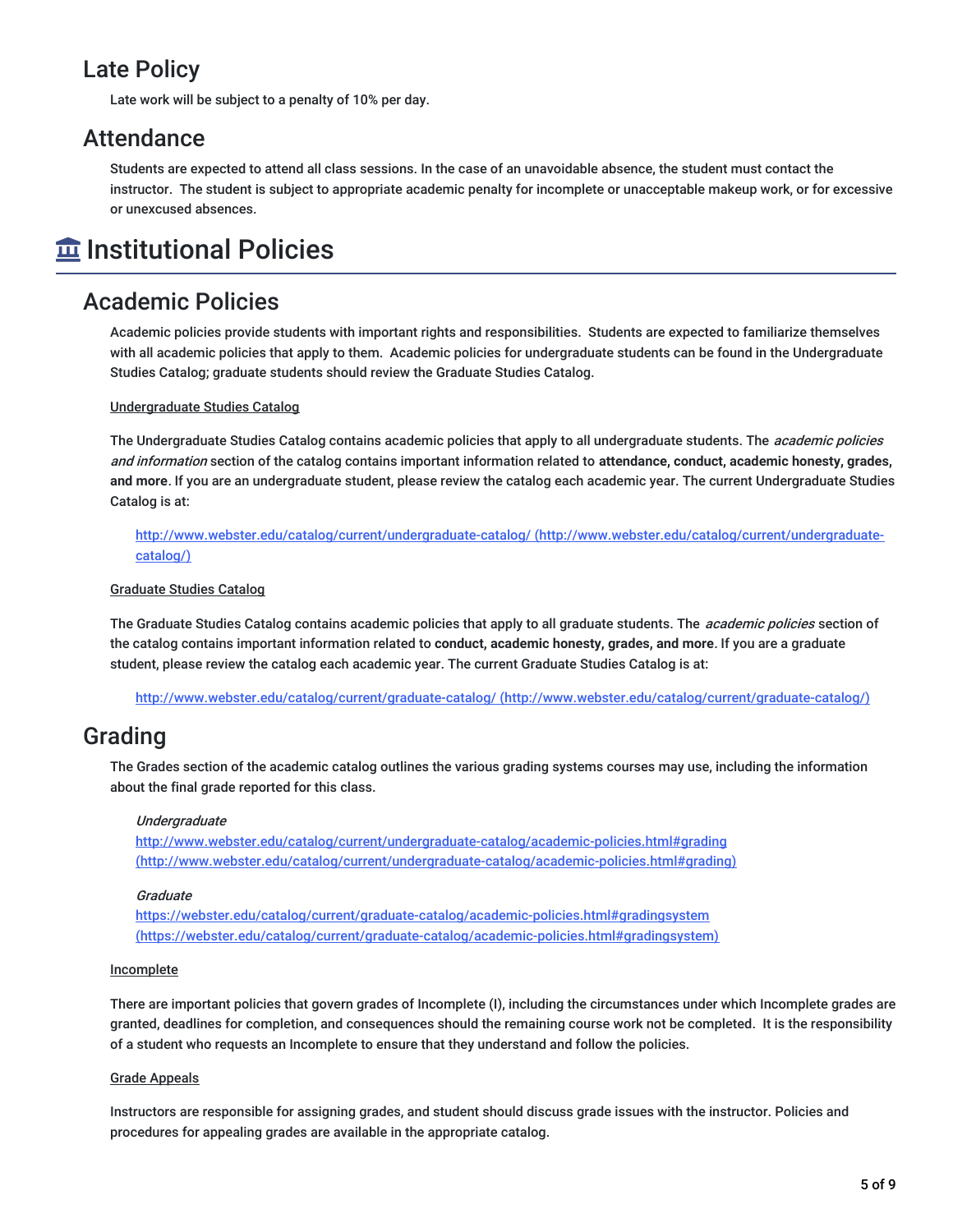## Late Policy

Late work will be subject to a penalty of 10% per day.

## Attendance

Students are expected to attend all class sessions. In the case of an unavoidable absence, the student must contact the instructor. The student is subject to appropriate academic penalty for incomplete or unacceptable makeup work, or for excessive or unexcused absences.

# Institutional Policies

## Academic Policies

Academic policies provide students with important rights and responsibilities. Students are expected to familiarize themselves with all academic policies that apply to them. Academic policies for undergraduate students can be found in the Undergraduate Studies Catalog; graduate students should review the Graduate Studies Catalog.

Undergraduate Studies Catalog

The Undergraduate Studies Catalog contains academic policies that apply to all undergraduate students. The *academic policies and information* section of the catalog contains important information related to **attendance, conduct, academic honesty, grades, and more**. If you are an undergraduate student, please review the catalog each academic year. The current Undergraduate Studies Catalog is at:

> http://www.webster.edu/catalog/current/undergraduate-catalog/ (http://www.webster.edu/catalog/current/undergraduate-catalog/)

Graduate Studies Catalog

The Graduate Studies Catalog contains academic policies that apply to all graduate students. The *academic policies* section of the catalog contains important information related to **conduct, academic honesty, grades, and more**. If you are a graduate student, please review the catalog each academic year. The current Graduate Studies Catalog is at:

> http://www.webster.edu/catalog/current/graduate-catalog/ (http://www.webster.edu/catalog/current/graduate-catalog/)

## Grading

The Grades section of the academic catalog outlines the various grading systems courses may use, including the information about the final grade reported for this class.

> *Undergraduate*
> http://www.webster.edu/catalog/current/undergraduate-catalog/academic-policies.html#grading (http://www.webster.edu/catalog/current/undergraduate-catalog/academic-policies.html#grading)

> *Graduate*
> https://webster.edu/catalog/current/graduate-catalog/academic-policies.html#gradingsystem (https://webster.edu/catalog/current/graduate-catalog/academic-policies.html#gradingsystem)

Incomplete

There are important policies that govern grades of Incomplete (I), including the circumstances under which Incomplete grades are granted, deadlines for completion, and consequences should the remaining course work not be completed. It is the responsibility of a student who requests an Incomplete to ensure that they understand and follow the policies.

Grade Appeals

Instructors are responsible for assigning grades, and student should discuss grade issues with the instructor. Policies and procedures for appealing grades are available in the appropriate catalog.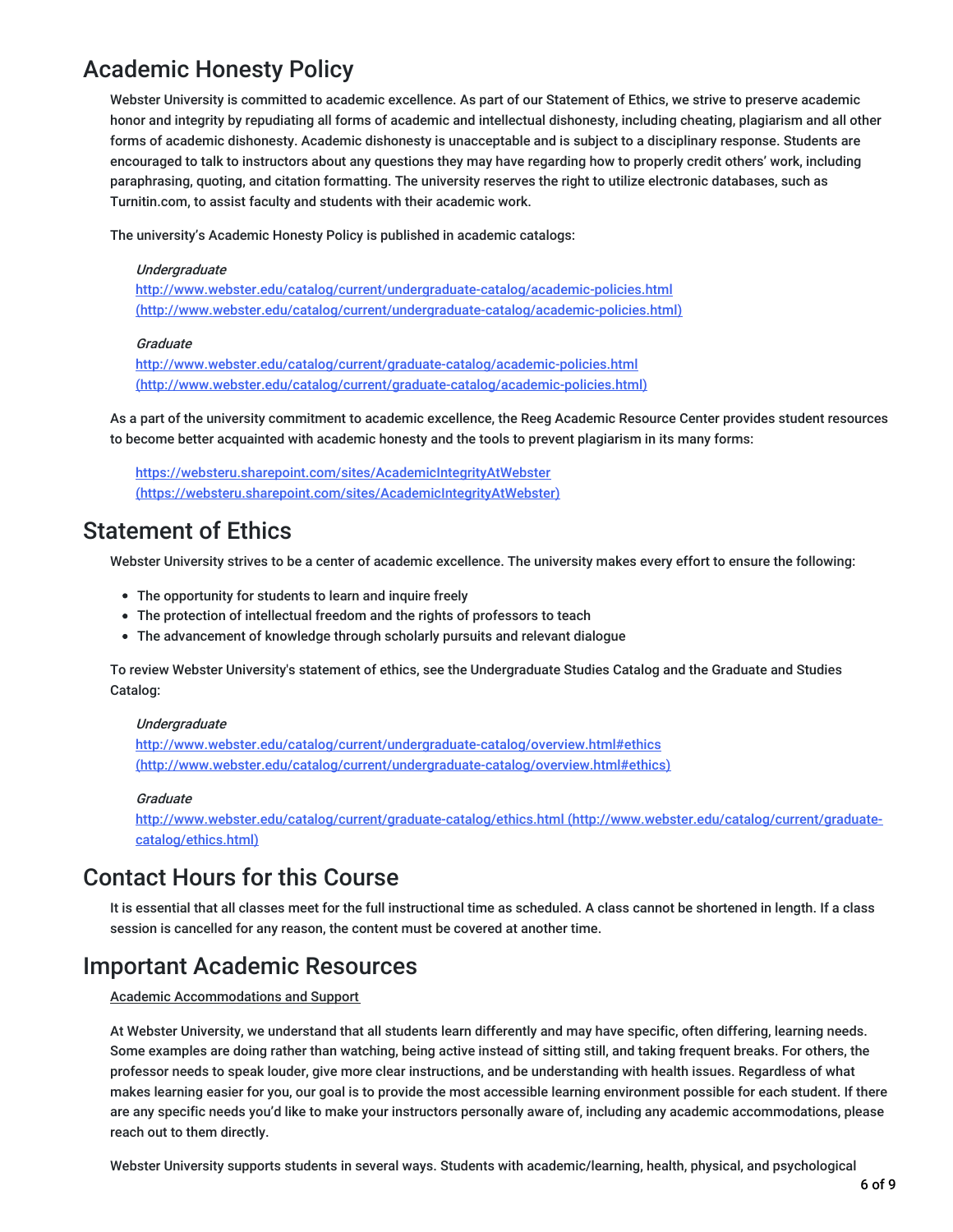## Academic Honesty Policy

Webster University is committed to academic excellence. As part of our Statement of Ethics, we strive to preserve academic honor and integrity by repudiating all forms of academic and intellectual dishonesty, including cheating, plagiarism and all other forms of academic dishonesty. Academic dishonesty is unacceptable and is subject to a disciplinary response. Students are encouraged to talk to instructors about any questions they may have regarding how to properly credit others' work, including paraphrasing, quoting, and citation formatting. The university reserves the right to utilize electronic databases, such as Turnitin.com, to assist faculty and students with their academic work.

The university's Academic Honesty Policy is published in academic catalogs:

*Undergraduate*
http://www.webster.edu/catalog/current/undergraduate-catalog/academic-policies.html (http://www.webster.edu/catalog/current/undergraduate-catalog/academic-policies.html)

*Graduate*
http://www.webster.edu/catalog/current/graduate-catalog/academic-policies.html (http://www.webster.edu/catalog/current/graduate-catalog/academic-policies.html)

As a part of the university commitment to academic excellence, the Reeg Academic Resource Center provides student resources to become better acquainted with academic honesty and the tools to prevent plagiarism in its many forms:

https://websteru.sharepoint.com/sites/AcademicIntegrityAtWebster (https://websteru.sharepoint.com/sites/AcademicIntegrityAtWebster)

## Statement of Ethics

Webster University strives to be a center of academic excellence. The university makes every effort to ensure the following:

- The opportunity for students to learn and inquire freely
- The protection of intellectual freedom and the rights of professors to teach
- The advancement of knowledge through scholarly pursuits and relevant dialogue

To review Webster University's statement of ethics, see the Undergraduate Studies Catalog and the Graduate and Studies Catalog:

*Undergraduate*
http://www.webster.edu/catalog/current/undergraduate-catalog/overview.html#ethics (http://www.webster.edu/catalog/current/undergraduate-catalog/overview.html#ethics)

*Graduate*
http://www.webster.edu/catalog/current/graduate-catalog/ethics.html (http://www.webster.edu/catalog/current/graduate-catalog/ethics.html)

## Contact Hours for this Course

It is essential that all classes meet for the full instructional time as scheduled. A class cannot be shortened in length. If a class session is cancelled for any reason, the content must be covered at another time.

## Important Academic Resources

Academic Accommodations and Support

At Webster University, we understand that all students learn differently and may have specific, often differing, learning needs. Some examples are doing rather than watching, being active instead of sitting still, and taking frequent breaks. For others, the professor needs to speak louder, give more clear instructions, and be understanding with health issues. Regardless of what makes learning easier for you, our goal is to provide the most accessible learning environment possible for each student. If there are any specific needs you'd like to make your instructors personally aware of, including any academic accommodations, please reach out to them directly.

Webster University supports students in several ways. Students with academic/learning, health, physical, and psychological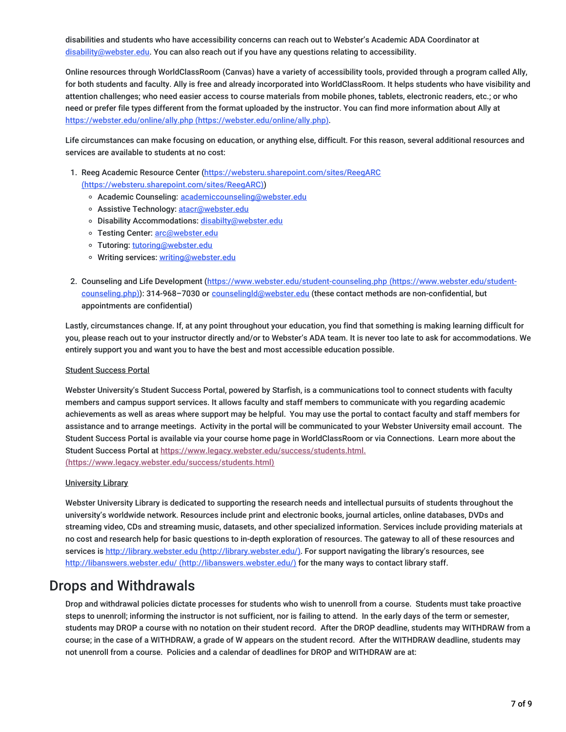disabilities and students who have accessibility concerns can reach out to Webster's Academic ADA Coordinator at disability@webster.edu. You can also reach out if you have any questions relating to accessibility.

Online resources through WorldClassRoom (Canvas) have a variety of accessibility tools, provided through a program called Ally, for both students and faculty. Ally is free and already incorporated into WorldClassRoom. It helps students who have visibility and attention challenges; who need easier access to course materials from mobile phones, tablets, electronic readers, etc.; or who need or prefer file types different from the format uploaded by the instructor. You can find more information about Ally at https://webster.edu/online/ally.php (https://webster.edu/online/ally.php).

Life circumstances can make focusing on education, or anything else, difficult. For this reason, several additional resources and services are available to students at no cost:

1. Reeg Academic Resource Center (https://websteru.sharepoint.com/sites/ReegARC (https://websteru.sharepoint.com/sites/ReegARC))
    - Academic Counseling: academiccounseling@webster.edu
    - Assistive Technology: atacr@webster.edu
    - Disability Accommodations: disabilty@webster.edu
    - Testing Center: arc@webster.edu
    - Tutoring: tutoring@webster.edu
    - Writing services: writing@webster.edu

2. Counseling and Life Development (https://www.webster.edu/student-counseling.php (https://www.webster.edu/student-counseling.php)): 314-968–7030 or counselingld@webster.edu (these contact methods are non-confidential, but appointments are confidential)

Lastly, circumstances change. If, at any point throughout your education, you find that something is making learning difficult for you, please reach out to your instructor directly and/or to Webster's ADA team. It is never too late to ask for accommodations. We entirely support you and want you to have the best and most accessible education possible.

Student Success Portal

Webster University's Student Success Portal, powered by Starfish, is a communications tool to connect students with faculty members and campus support services. It allows faculty and staff members to communicate with you regarding academic achievements as well as areas where support may be helpful. You may use the portal to contact faculty and staff members for assistance and to arrange meetings. Activity in the portal will be communicated to your Webster University email account. The Student Success Portal is available via your course home page in WorldClassRoom or via Connections. Learn more about the Student Success Portal at https://www.legacy.webster.edu/success/students.html. (https://www.legacy.webster.edu/success/students.html)

University Library

Webster University Library is dedicated to supporting the research needs and intellectual pursuits of students throughout the university's worldwide network. Resources include print and electronic books, journal articles, online databases, DVDs and streaming video, CDs and streaming music, datasets, and other specialized information. Services include providing materials at no cost and research help for basic questions to in-depth exploration of resources. The gateway to all of these resources and services is http://library.webster.edu (http://library.webster.edu/). For support navigating the library's resources, see http://libanswers.webster.edu/ (http://libanswers.webster.edu/) for the many ways to contact library staff.

# Drops and Withdrawals

Drop and withdrawal policies dictate processes for students who wish to unenroll from a course. Students must take proactive steps to unenroll; informing the instructor is not sufficient, nor is failing to attend. In the early days of the term or semester, students may DROP a course with no notation on their student record. After the DROP deadline, students may WITHDRAW from a course; in the case of a WITHDRAW, a grade of W appears on the student record. After the WITHDRAW deadline, students may not unenroll from a course. Policies and a calendar of deadlines for DROP and WITHDRAW are at: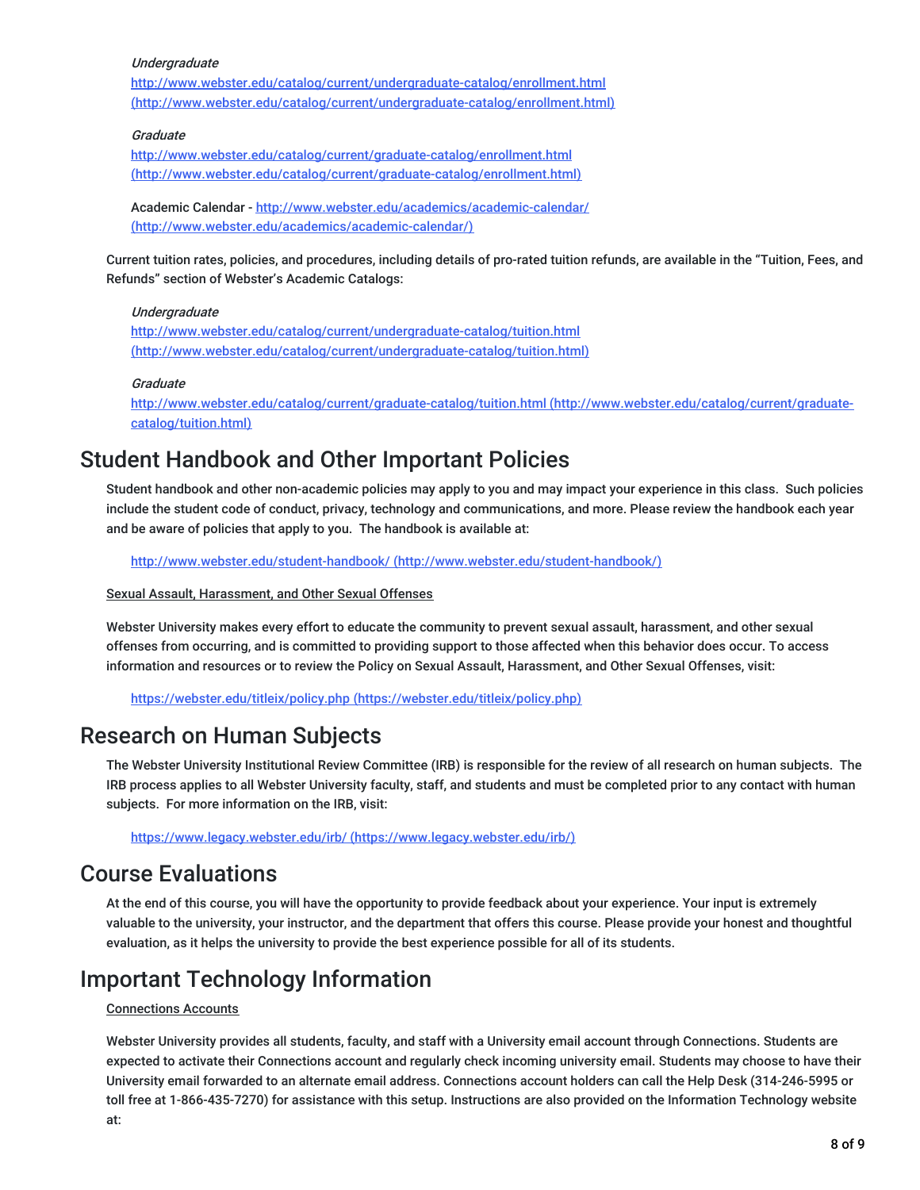*Undergraduate*
http://www.webster.edu/catalog/current/undergraduate-catalog/enrollment.html (http://www.webster.edu/catalog/current/undergraduate-catalog/enrollment.html)

*Graduate*
http://www.webster.edu/catalog/current/graduate-catalog/enrollment.html (http://www.webster.edu/catalog/current/graduate-catalog/enrollment.html)

Academic Calendar - http://www.webster.edu/academics/academic-calendar/ (http://www.webster.edu/academics/academic-calendar/)

Current tuition rates, policies, and procedures, including details of pro-rated tuition refunds, are available in the "Tuition, Fees, and Refunds" section of Webster's Academic Catalogs:

*Undergraduate*
http://www.webster.edu/catalog/current/undergraduate-catalog/tuition.html (http://www.webster.edu/catalog/current/undergraduate-catalog/tuition.html)

*Graduate*
http://www.webster.edu/catalog/current/graduate-catalog/tuition.html (http://www.webster.edu/catalog/current/graduate-catalog/tuition.html)

# Student Handbook and Other Important Policies

Student handbook and other non-academic policies may apply to you and may impact your experience in this class. Such policies include the student code of conduct, privacy, technology and communications, and more. Please review the handbook each year and be aware of policies that apply to you. The handbook is available at:

http://www.webster.edu/student-handbook/ (http://www.webster.edu/student-handbook/)

Sexual Assault, Harassment, and Other Sexual Offenses

Webster University makes every effort to educate the community to prevent sexual assault, harassment, and other sexual offenses from occurring, and is committed to providing support to those affected when this behavior does occur. To access information and resources or to review the Policy on Sexual Assault, Harassment, and Other Sexual Offenses, visit:

https://webster.edu/titleix/policy.php (https://webster.edu/titleix/policy.php)

# Research on Human Subjects

The Webster University Institutional Review Committee (IRB) is responsible for the review of all research on human subjects. The IRB process applies to all Webster University faculty, staff, and students and must be completed prior to any contact with human subjects. For more information on the IRB, visit:

https://www.legacy.webster.edu/irb/ (https://www.legacy.webster.edu/irb/)

# Course Evaluations

At the end of this course, you will have the opportunity to provide feedback about your experience. Your input is extremely valuable to the university, your instructor, and the department that offers this course. Please provide your honest and thoughtful evaluation, as it helps the university to provide the best experience possible for all of its students.

# Important Technology Information

Connections Accounts

Webster University provides all students, faculty, and staff with a University email account through Connections. Students are expected to activate their Connections account and regularly check incoming university email. Students may choose to have their University email forwarded to an alternate email address. Connections account holders can call the Help Desk (314-246-5995 or toll free at 1-866-435-7270) for assistance with this setup. Instructions are also provided on the Information Technology website at: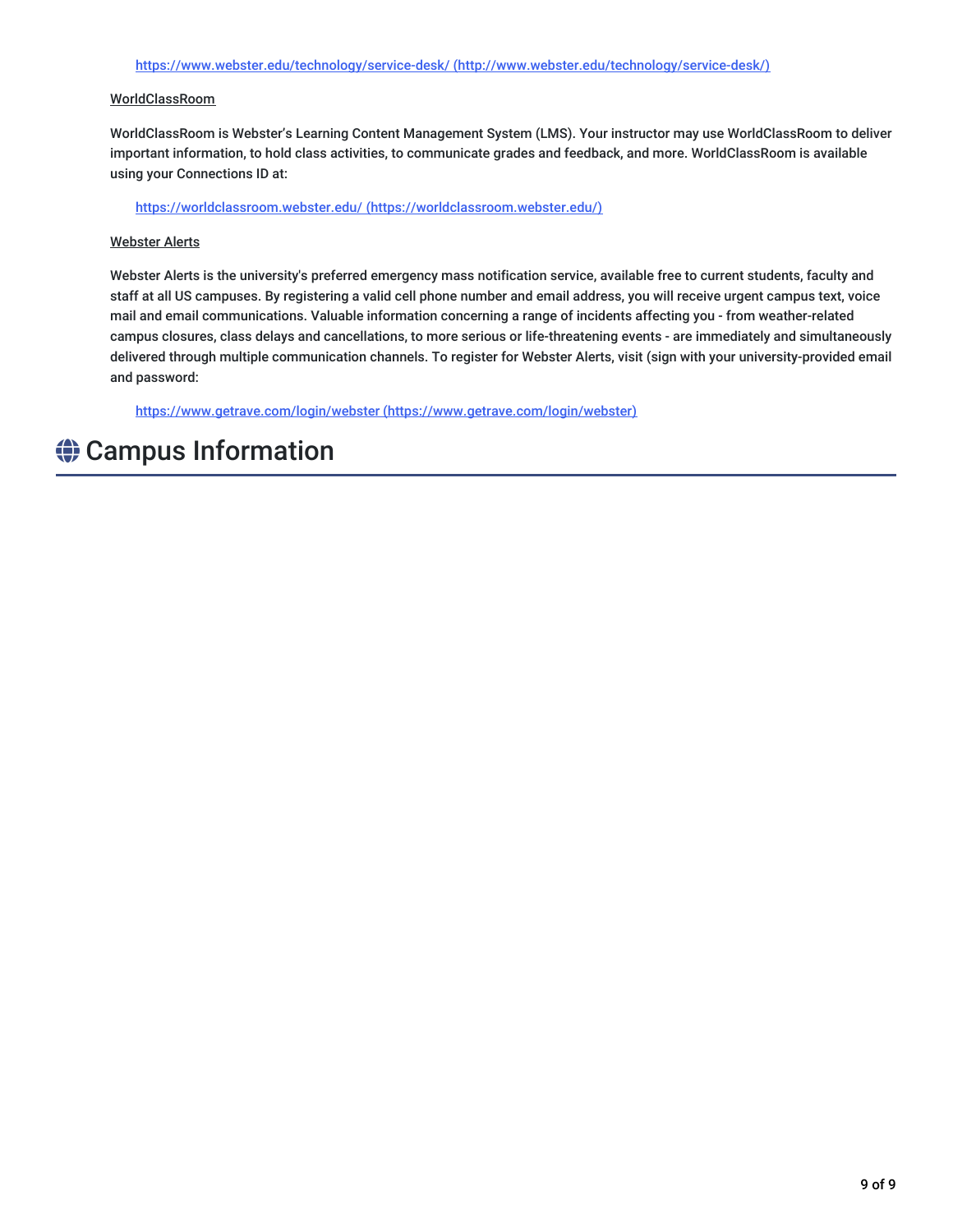[https://www.webster.edu/technology/service-desk/ (http://www.webster.edu/technology/service-desk/)](http://www.webster.edu/technology/service-desk/)

<u>WorldClassRoom</u>

WorldClassRoom is Webster's Learning Content Management System (LMS). Your instructor may use WorldClassRoom to deliver important information, to hold class activities, to communicate grades and feedback, and more. WorldClassRoom is available using your Connections ID at:

[https://worldclassroom.webster.edu/ (https://worldclassroom.webster.edu/)](https://worldclassroom.webster.edu/)

<u>Webster Alerts</u>

Webster Alerts is the university's preferred emergency mass notification service, available free to current students, faculty and staff at all US campuses. By registering a valid cell phone number and email address, you will receive urgent campus text, voice mail and email communications. Valuable information concerning a range of incidents affecting you - from weather-related campus closures, class delays and cancellations, to more serious or life-threatening events - are immediately and simultaneously delivered through multiple communication channels. To register for Webster Alerts, visit (sign with your university-provided email and password:

[https://www.getrave.com/login/webster (https://www.getrave.com/login/webster)](https://www.getrave.com/login/webster)

# Campus Information